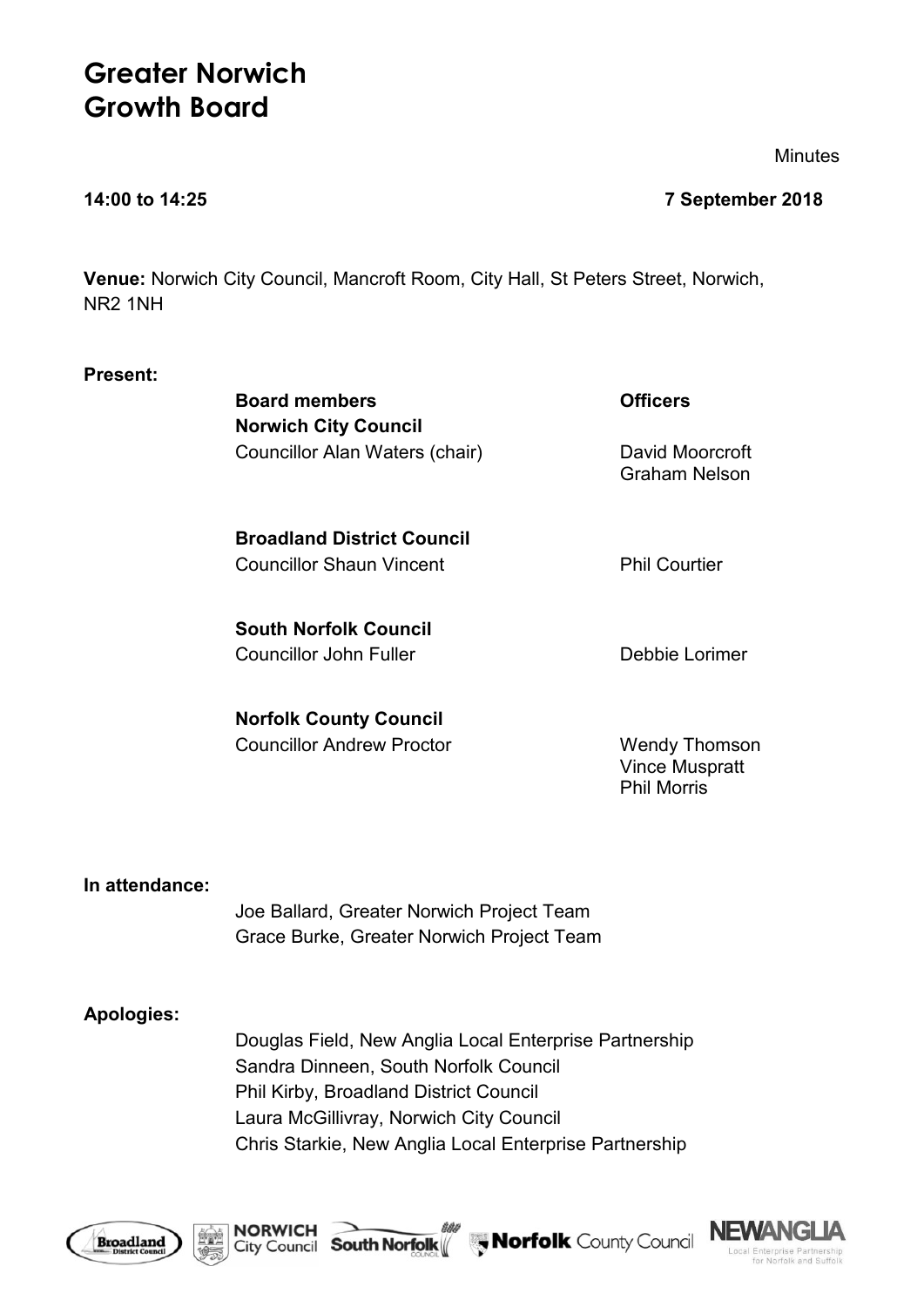# Greater Norwich Growth Board

Minutes

**14:00 to 14:25** **7 September 2018**

**Venue:** Norwich City Council, Mancroft Room, City Hall, St Peters Street, Norwich, NR2 1NH

**Present:**

| **Board members** | **Officers** |
|---|---|
| **Norwich City Council** | |
| Councillor Alan Waters (chair) | David Moorcroft<br>Graham Nelson |
| **Broadland District Council** | |
| Councillor Shaun Vincent | Phil Courtier |
| **South Norfolk Council** | |
| Councillor John Fuller | Debbie Lorimer |
| **Norfolk County Council** | |
| Councillor Andrew Proctor | Wendy Thomson<br>Vince Muspratt<br>Phil Morris |

**In attendance:**

Joe Ballard, Greater Norwich Project Team
Grace Burke, Greater Norwich Project Team

**Apologies:**

Douglas Field, New Anglia Local Enterprise Partnership
Sandra Dinneen, South Norfolk Council
Phil Kirby, Broadland District Council
Laura McGillivray, Norwich City Council
Chris Starkie, New Anglia Local Enterprise Partnership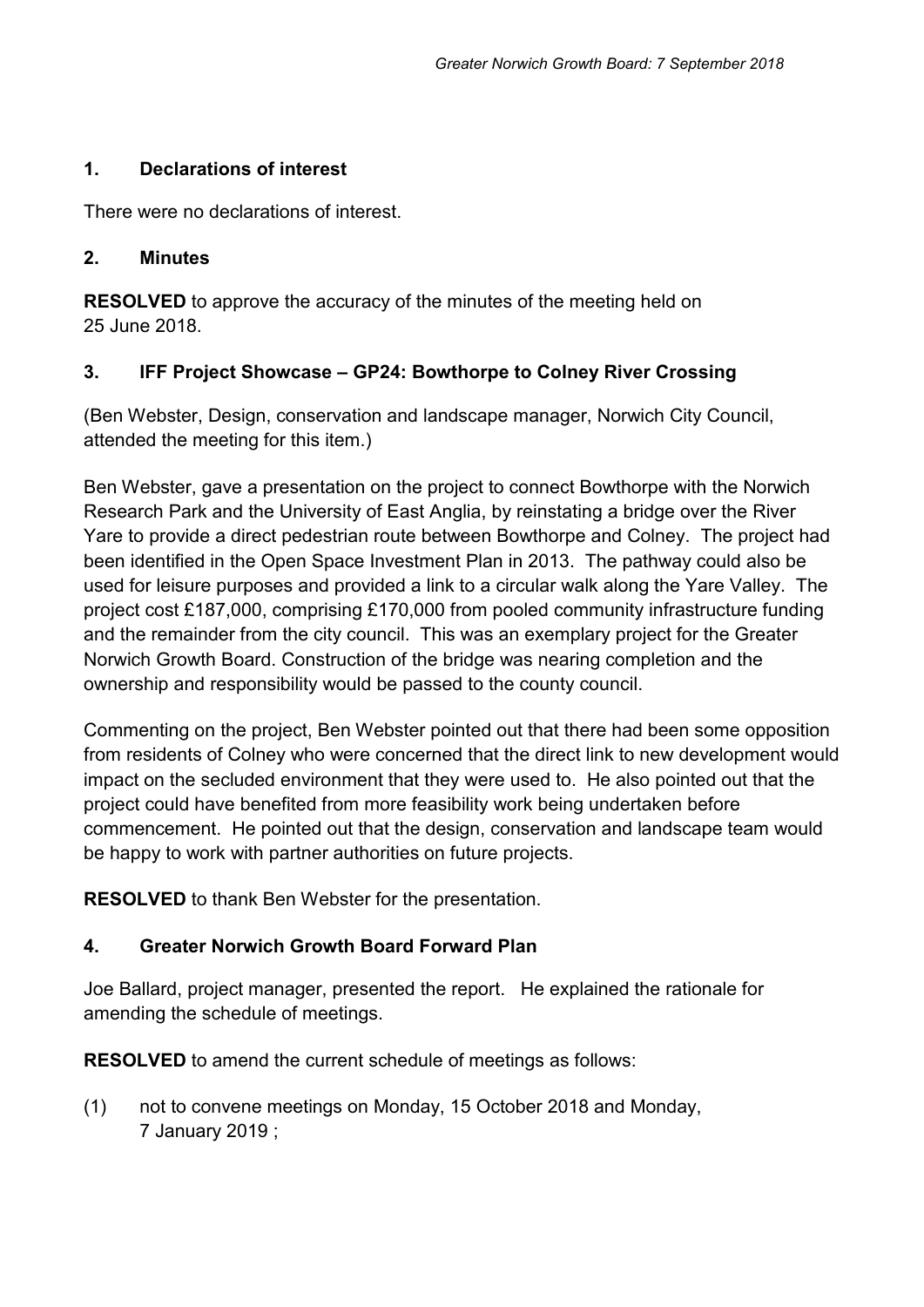## 1. Declarations of interest

There were no declarations of interest.

## 2. Minutes

**RESOLVED** to approve the accuracy of the minutes of the meeting held on 25 June 2018.

## 3. IFF Project Showcase – GP24: Bowthorpe to Colney River Crossing

(Ben Webster, Design, conservation and landscape manager, Norwich City Council, attended the meeting for this item.)

Ben Webster, gave a presentation on the project to connect Bowthorpe with the Norwich Research Park and the University of East Anglia, by reinstating a bridge over the River Yare to provide a direct pedestrian route between Bowthorpe and Colney. The project had been identified in the Open Space Investment Plan in 2013. The pathway could also be used for leisure purposes and provided a link to a circular walk along the Yare Valley. The project cost £187,000, comprising £170,000 from pooled community infrastructure funding and the remainder from the city council. This was an exemplary project for the Greater Norwich Growth Board. Construction of the bridge was nearing completion and the ownership and responsibility would be passed to the county council.

Commenting on the project, Ben Webster pointed out that there had been some opposition from residents of Colney who were concerned that the direct link to new development would impact on the secluded environment that they were used to. He also pointed out that the project could have benefited from more feasibility work being undertaken before commencement. He pointed out that the design, conservation and landscape team would be happy to work with partner authorities on future projects.

**RESOLVED** to thank Ben Webster for the presentation.

## 4. Greater Norwich Growth Board Forward Plan

Joe Ballard, project manager, presented the report. He explained the rationale for amending the schedule of meetings.

**RESOLVED** to amend the current schedule of meetings as follows:

(1) not to convene meetings on Monday, 15 October 2018 and Monday, 7 January 2019 ;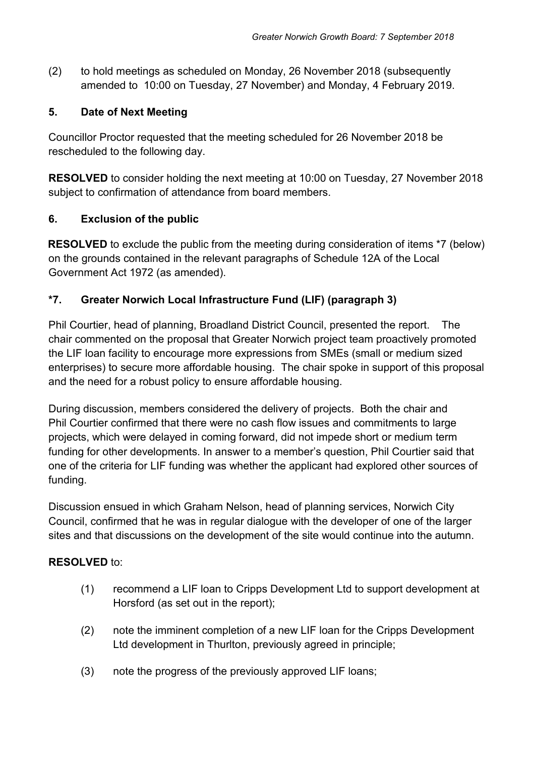(2) to hold meetings as scheduled on Monday, 26 November 2018 (subsequently amended to 10:00 on Tuesday, 27 November) and Monday, 4 February 2019.

### 5. Date of Next Meeting

Councillor Proctor requested that the meeting scheduled for 26 November 2018 be rescheduled to the following day.

**RESOLVED** to consider holding the next meeting at 10:00 on Tuesday, 27 November 2018 subject to confirmation of attendance from board members.

### 6. Exclusion of the public

**RESOLVED** to exclude the public from the meeting during consideration of items *7 (below) on the grounds contained in the relevant paragraphs of Schedule 12A of the Local Government Act 1972 (as amended).

### *7. Greater Norwich Local Infrastructure Fund (LIF) (paragraph 3)

Phil Courtier, head of planning, Broadland District Council, presented the report. The chair commented on the proposal that Greater Norwich project team proactively promoted the LIF loan facility to encourage more expressions from SMEs (small or medium sized enterprises) to secure more affordable housing. The chair spoke in support of this proposal and the need for a robust policy to ensure affordable housing.

During discussion, members considered the delivery of projects. Both the chair and Phil Courtier confirmed that there were no cash flow issues and commitments to large projects, which were delayed in coming forward, did not impede short or medium term funding for other developments. In answer to a member's question, Phil Courtier said that one of the criteria for LIF funding was whether the applicant had explored other sources of funding.

Discussion ensued in which Graham Nelson, head of planning services, Norwich City Council, confirmed that he was in regular dialogue with the developer of one of the larger sites and that discussions on the development of the site would continue into the autumn.

**RESOLVED** to:

(1) recommend a LIF loan to Cripps Development Ltd to support development at Horsford (as set out in the report);

(2) note the imminent completion of a new LIF loan for the Cripps Development Ltd development in Thurlton, previously agreed in principle;

(3) note the progress of the previously approved LIF loans;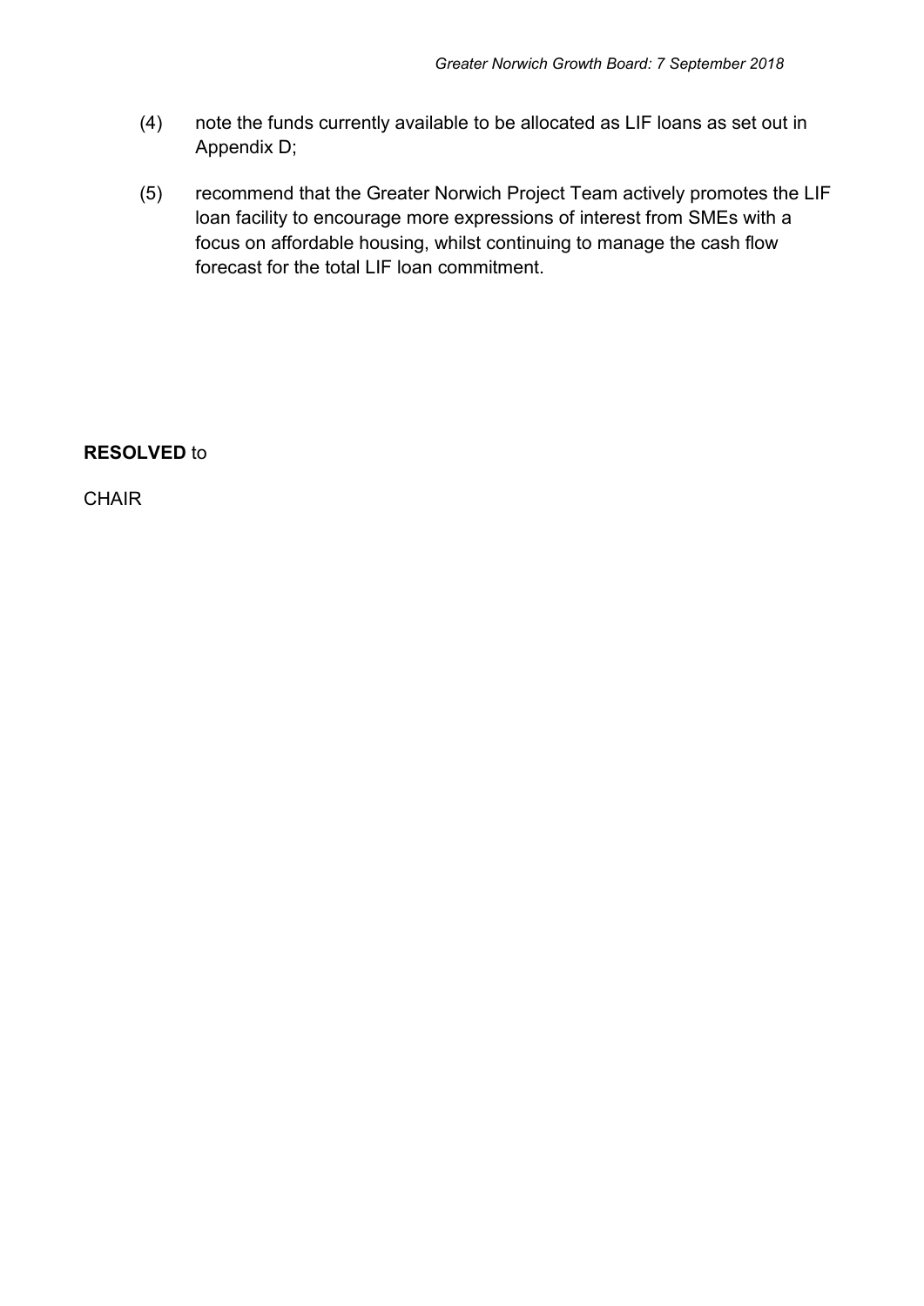(4) note the funds currently available to be allocated as LIF loans as set out in Appendix D;

(5) recommend that the Greater Norwich Project Team actively promotes the LIF loan facility to encourage more expressions of interest from SMEs with a focus on affordable housing, whilst continuing to manage the cash flow forecast for the total LIF loan commitment.

**RESOLVED** to

CHAIR